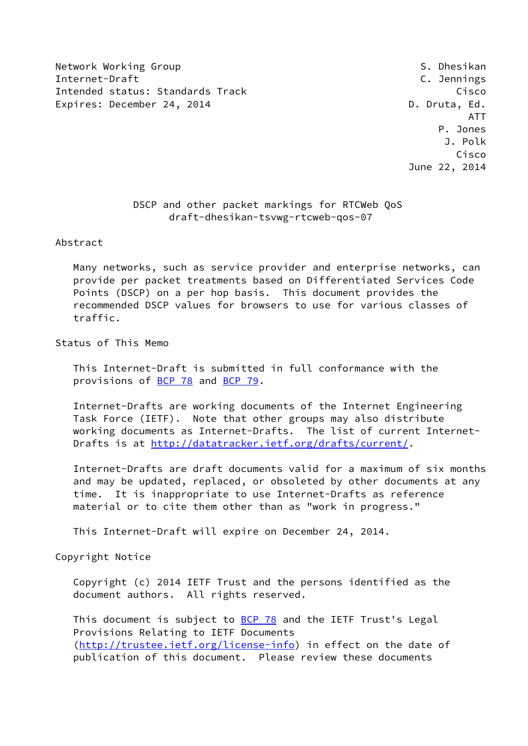Network Working Group S. Dhesikan
Internet-Draft C. Jennings
Intended status: Standards Track Cisco
Expires: December 24, 2014 D. Druta, Ed.
ATT
P. Jones
J. Polk
Cisco
June 22, 2014

# DSCP and other packet markings for RTCWeb QoS
draft-dhesikan-tsvwg-rtcweb-qos-07

## Abstract

Many networks, such as service provider and enterprise networks, can provide per packet treatments based on Differentiated Services Code Points (DSCP) on a per hop basis. This document provides the recommended DSCP values for browsers to use for various classes of traffic.

## Status of This Memo

This Internet-Draft is submitted in full conformance with the provisions of BCP 78 and BCP 79.

Internet-Drafts are working documents of the Internet Engineering Task Force (IETF). Note that other groups may also distribute working documents as Internet-Drafts. The list of current Internet-Drafts is at http://datatracker.ietf.org/drafts/current/.

Internet-Drafts are draft documents valid for a maximum of six months and may be updated, replaced, or obsoleted by other documents at any time. It is inappropriate to use Internet-Drafts as reference material or to cite them other than as "work in progress."

This Internet-Draft will expire on December 24, 2014.

## Copyright Notice

Copyright (c) 2014 IETF Trust and the persons identified as the document authors. All rights reserved.

This document is subject to BCP 78 and the IETF Trust's Legal Provisions Relating to IETF Documents (http://trustee.ietf.org/license-info) in effect on the date of publication of this document. Please review these documents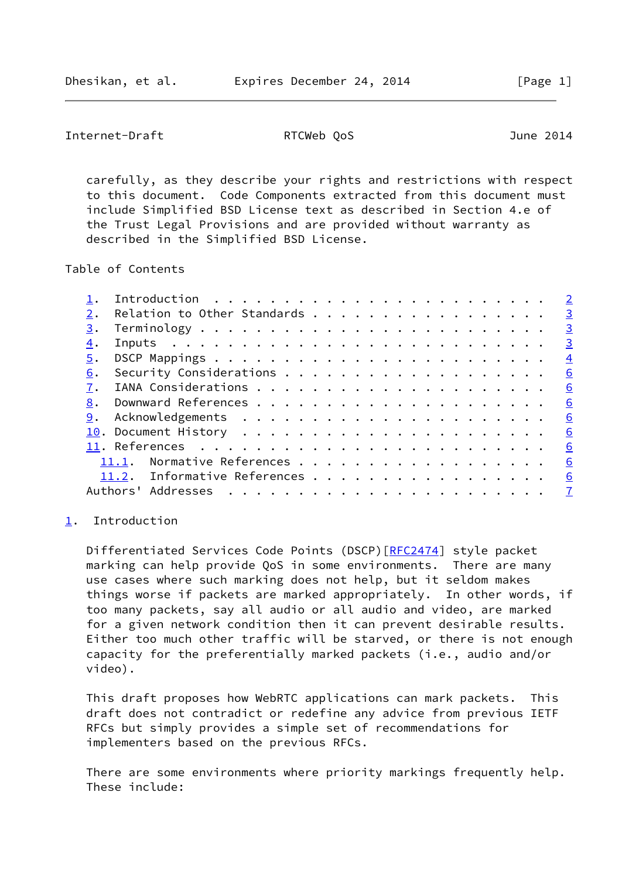carefully, as they describe your rights and restrictions with respect to this document. Code Components extracted from this document must include Simplified BSD License text as described in Section 4.e of the Trust Legal Provisions and are provided without warranty as described in the Simplified BSD License.

## Table of Contents

- 1. Introduction . . . . . . . . . . . . . . . . . . . . . . . . 2
- 2. Relation to Other Standards . . . . . . . . . . . . . . . . . 3
- 3. Terminology . . . . . . . . . . . . . . . . . . . . . . . . . 3
- 4. Inputs . . . . . . . . . . . . . . . . . . . . . . . . . . . 3
- 5. DSCP Mappings . . . . . . . . . . . . . . . . . . . . . . . . 4
- 6. Security Considerations . . . . . . . . . . . . . . . . . . . 6
- 7. IANA Considerations . . . . . . . . . . . . . . . . . . . . . 6
- 8. Downward References . . . . . . . . . . . . . . . . . . . . . 6
- 9. Acknowledgements . . . . . . . . . . . . . . . . . . . . . . 6
- 10. Document History . . . . . . . . . . . . . . . . . . . . . . 6
- 11. References . . . . . . . . . . . . . . . . . . . . . . . . . 6
  - 11.1. Normative References . . . . . . . . . . . . . . . . . . 6
  - 11.2. Informative References . . . . . . . . . . . . . . . . . 6
- Authors' Addresses . . . . . . . . . . . . . . . . . . . . . . . 7

## 1. Introduction

Differentiated Services Code Points (DSCP)[RFC2474] style packet marking can help provide QoS in some environments. There are many use cases where such marking does not help, but it seldom makes things worse if packets are marked appropriately. In other words, if too many packets, say all audio or all audio and video, are marked for a given network condition then it can prevent desirable results. Either too much other traffic will be starved, or there is not enough capacity for the preferentially marked packets (i.e., audio and/or video).

This draft proposes how WebRTC applications can mark packets. This draft does not contradict or redefine any advice from previous IETF RFCs but simply provides a simple set of recommendations for implementers based on the previous RFCs.

There are some environments where priority markings frequently help. These include: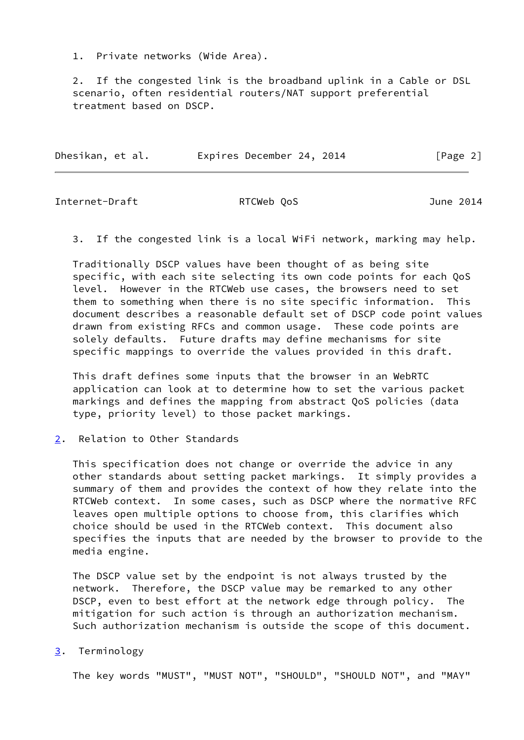1. Private networks (Wide Area).

2. If the congested link is the broadband uplink in a Cable or DSL scenario, often residential routers/NAT support preferential treatment based on DSCP.

3. If the congested link is a local WiFi network, marking may help.

Traditionally DSCP values have been thought of as being site specific, with each site selecting its own code points for each QoS level. However in the RTCWeb use cases, the browsers need to set them to something when there is no site specific information. This document describes a reasonable default set of DSCP code point values drawn from existing RFCs and common usage. These code points are solely defaults. Future drafts may define mechanisms for site specific mappings to override the values provided in this draft.

This draft defines some inputs that the browser in an WebRTC application can look at to determine how to set the various packet markings and defines the mapping from abstract QoS policies (data type, priority level) to those packet markings.

## 2. Relation to Other Standards

This specification does not change or override the advice in any other standards about setting packet markings. It simply provides a summary of them and provides the context of how they relate into the RTCWeb context. In some cases, such as DSCP where the normative RFC leaves open multiple options to choose from, this clarifies which choice should be used in the RTCWeb context. This document also specifies the inputs that are needed by the browser to provide to the media engine.

The DSCP value set by the endpoint is not always trusted by the network. Therefore, the DSCP value may be remarked to any other DSCP, even to best effort at the network edge through policy. The mitigation for such action is through an authorization mechanism. Such authorization mechanism is outside the scope of this document.

## 3. Terminology

The key words "MUST", "MUST NOT", "SHOULD", "SHOULD NOT", and "MAY"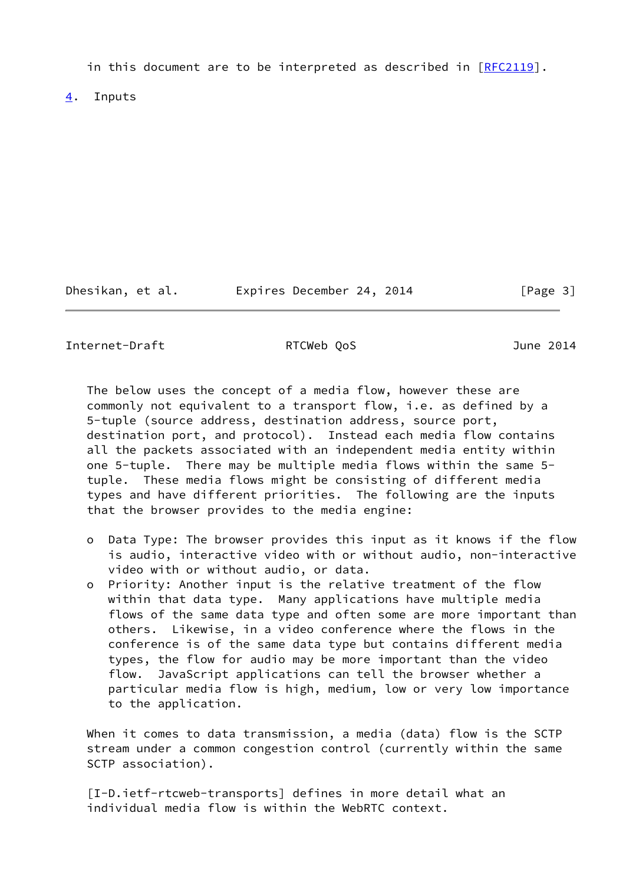in this document are to be interpreted as described in [RFC2119].

## 4. Inputs

The below uses the concept of a media flow, however these are commonly not equivalent to a transport flow, i.e. as defined by a 5-tuple (source address, destination address, source port, destination port, and protocol). Instead each media flow contains all the packets associated with an independent media entity within one 5-tuple. There may be multiple media flows within the same 5-tuple. These media flows might be consisting of different media types and have different priorities. The following are the inputs that the browser provides to the media engine:

- Data Type: The browser provides this input as it knows if the flow is audio, interactive video with or without audio, non-interactive video with or without audio, or data.
- Priority: Another input is the relative treatment of the flow within that data type. Many applications have multiple media flows of the same data type and often some are more important than others. Likewise, in a video conference where the flows in the conference is of the same data type but contains different media types, the flow for audio may be more important than the video flow. JavaScript applications can tell the browser whether a particular media flow is high, medium, low or very low importance to the application.

When it comes to data transmission, a media (data) flow is the SCTP stream under a common congestion control (currently within the same SCTP association).

[I-D.ietf-rtcweb-transports] defines in more detail what an individual media flow is within the WebRTC context.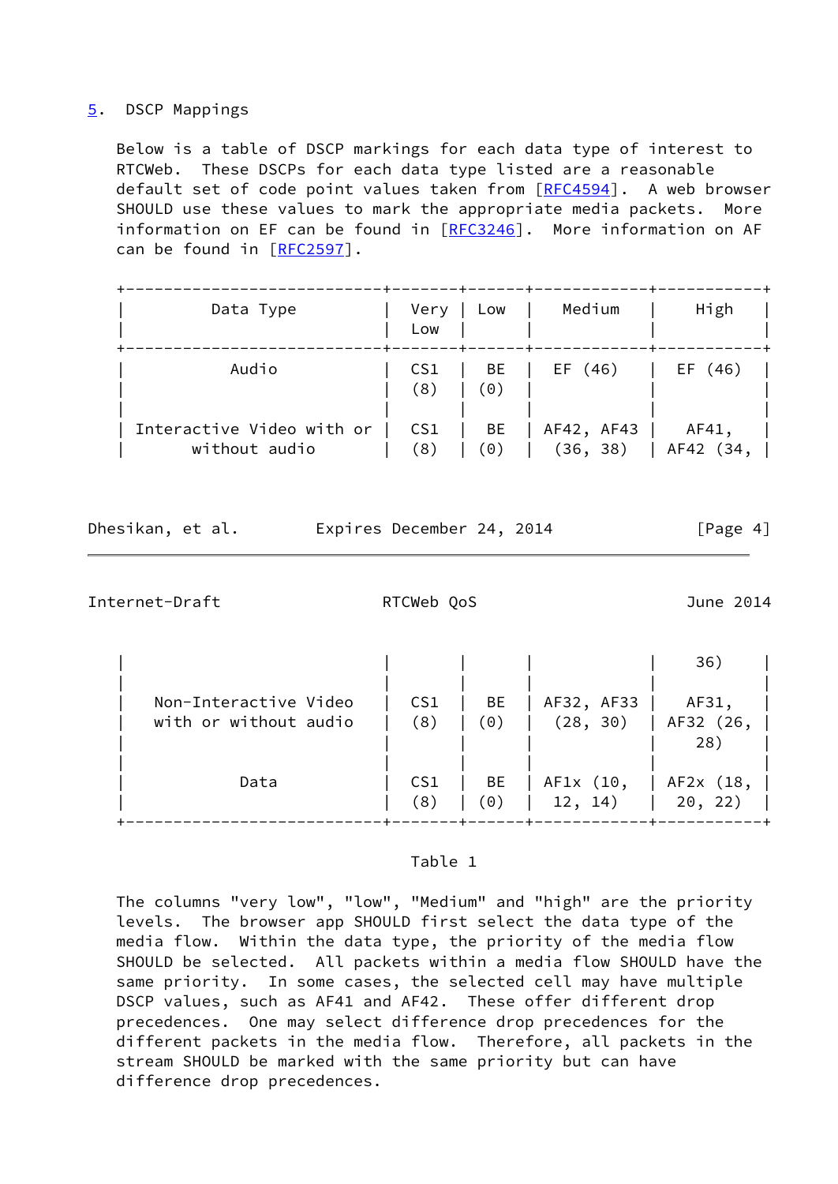## 5. DSCP Mappings

Below is a table of DSCP markings for each data type of interest to RTCWeb. These DSCPs for each data type listed are a reasonable default set of code point values taken from [RFC4594]. A web browser SHOULD use these values to mark the appropriate media packets. More information on EF can be found in [RFC3246]. More information on AF can be found in [RFC2597].

| Data Type | Very Low | Low | Medium | High |
|---|---|---|---|---|
| Audio | CS1 (8) | BE (0) | EF (46) | EF (46) |
| Interactive Video with or without audio | CS1 (8) | BE (0) | AF42, AF43 (36, 38) | AF41, AF42 (34, 36) |
| Non-Interactive Video with or without audio | CS1 (8) | BE (0) | AF32, AF33 (28, 30) | AF31, AF32 (26, 28) |
| Data | CS1 (8) | BE (0) | AF1x (10, 12, 14) | AF2x (18, 20, 22) |

Table 1

The columns "very low", "low", "Medium" and "high" are the priority levels. The browser app SHOULD first select the data type of the media flow. Within the data type, the priority of the media flow SHOULD be selected. All packets within a media flow SHOULD have the same priority. In some cases, the selected cell may have multiple DSCP values, such as AF41 and AF42. These offer different drop precedences. One may select difference drop precedences for the different packets in the media flow. Therefore, all packets in the stream SHOULD be marked with the same priority but can have difference drop precedences.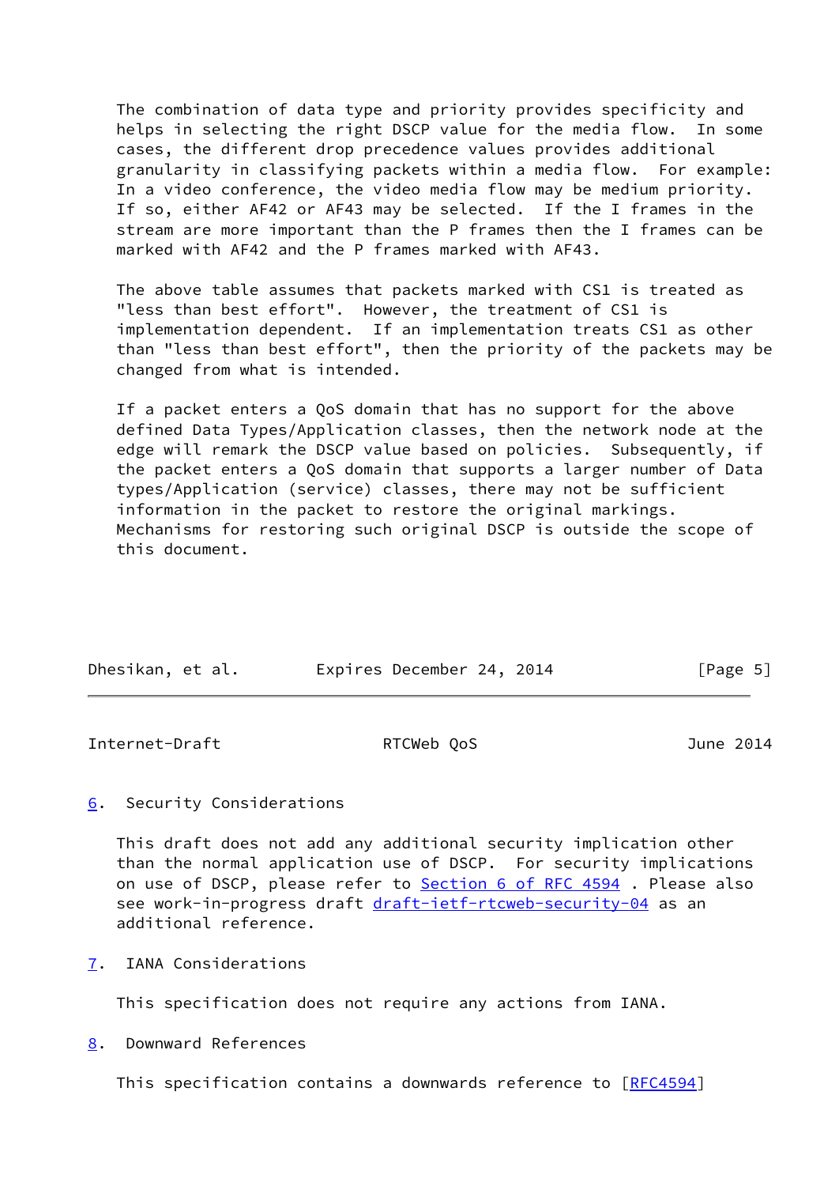The combination of data type and priority provides specificity and helps in selecting the right DSCP value for the media flow. In some cases, the different drop precedence values provides additional granularity in classifying packets within a media flow. For example: In a video conference, the video media flow may be medium priority. If so, either AF42 or AF43 may be selected. If the I frames in the stream are more important than the P frames then the I frames can be marked with AF42 and the P frames marked with AF43.

The above table assumes that packets marked with CS1 is treated as "less than best effort". However, the treatment of CS1 is implementation dependent. If an implementation treats CS1 as other than "less than best effort", then the priority of the packets may be changed from what is intended.

If a packet enters a QoS domain that has no support for the above defined Data Types/Application classes, then the network node at the edge will remark the DSCP value based on policies. Subsequently, if the packet enters a QoS domain that supports a larger number of Data types/Application (service) classes, there may not be sufficient information in the packet to restore the original markings. Mechanisms for restoring such original DSCP is outside the scope of this document.

## 6. Security Considerations

This draft does not add any additional security implication other than the normal application use of DSCP. For security implications on use of DSCP, please refer to Section 6 of RFC 4594 . Please also see work-in-progress draft draft-ietf-rtcweb-security-04 as an additional reference.

## 7. IANA Considerations

This specification does not require any actions from IANA.

## 8. Downward References

This specification contains a downwards reference to [RFC4594]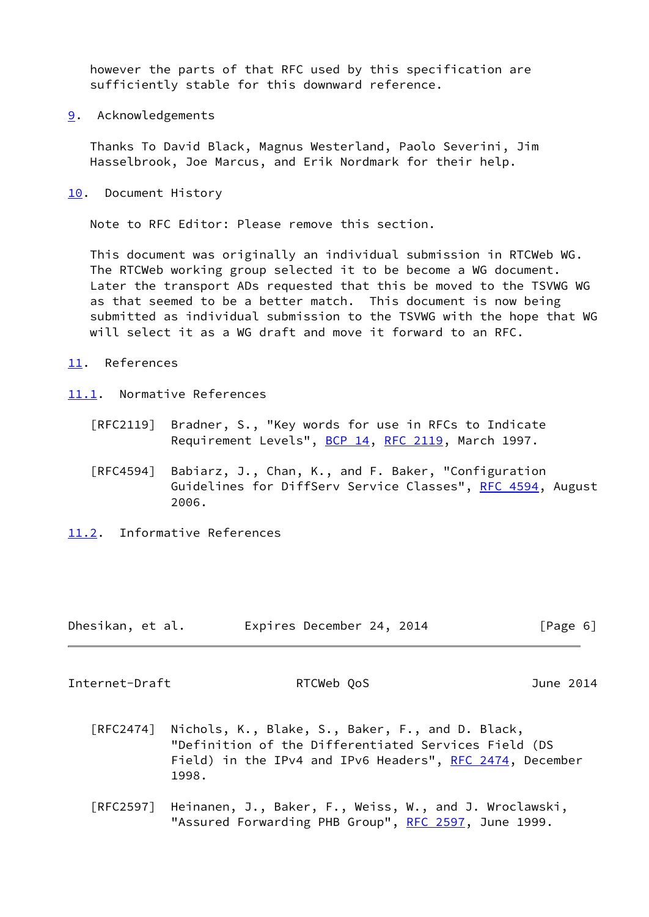however the parts of that RFC used by this specification are sufficiently stable for this downward reference.

## 9. Acknowledgements

Thanks To David Black, Magnus Westerland, Paolo Severini, Jim Hasselbrook, Joe Marcus, and Erik Nordmark for their help.

## 10. Document History

Note to RFC Editor: Please remove this section.

This document was originally an individual submission in RTCWeb WG. The RTCWeb working group selected it to be become a WG document. Later the transport ADs requested that this be moved to the TSVWG WG as that seemed to be a better match. This document is now being submitted as individual submission to the TSVWG with the hope that WG will select it as a WG draft and move it forward to an RFC.

## 11. References

### 11.1. Normative References

[RFC2119] Bradner, S., "Key words for use in RFCs to Indicate Requirement Levels", BCP 14, RFC 2119, March 1997.

[RFC4594] Babiarz, J., Chan, K., and F. Baker, "Configuration Guidelines for DiffServ Service Classes", RFC 4594, August 2006.

### 11.2. Informative References

[RFC2474] Nichols, K., Blake, S., Baker, F., and D. Black, "Definition of the Differentiated Services Field (DS Field) in the IPv4 and IPv6 Headers", RFC 2474, December 1998.

[RFC2597] Heinanen, J., Baker, F., Weiss, W., and J. Wroclawski, "Assured Forwarding PHB Group", RFC 2597, June 1999.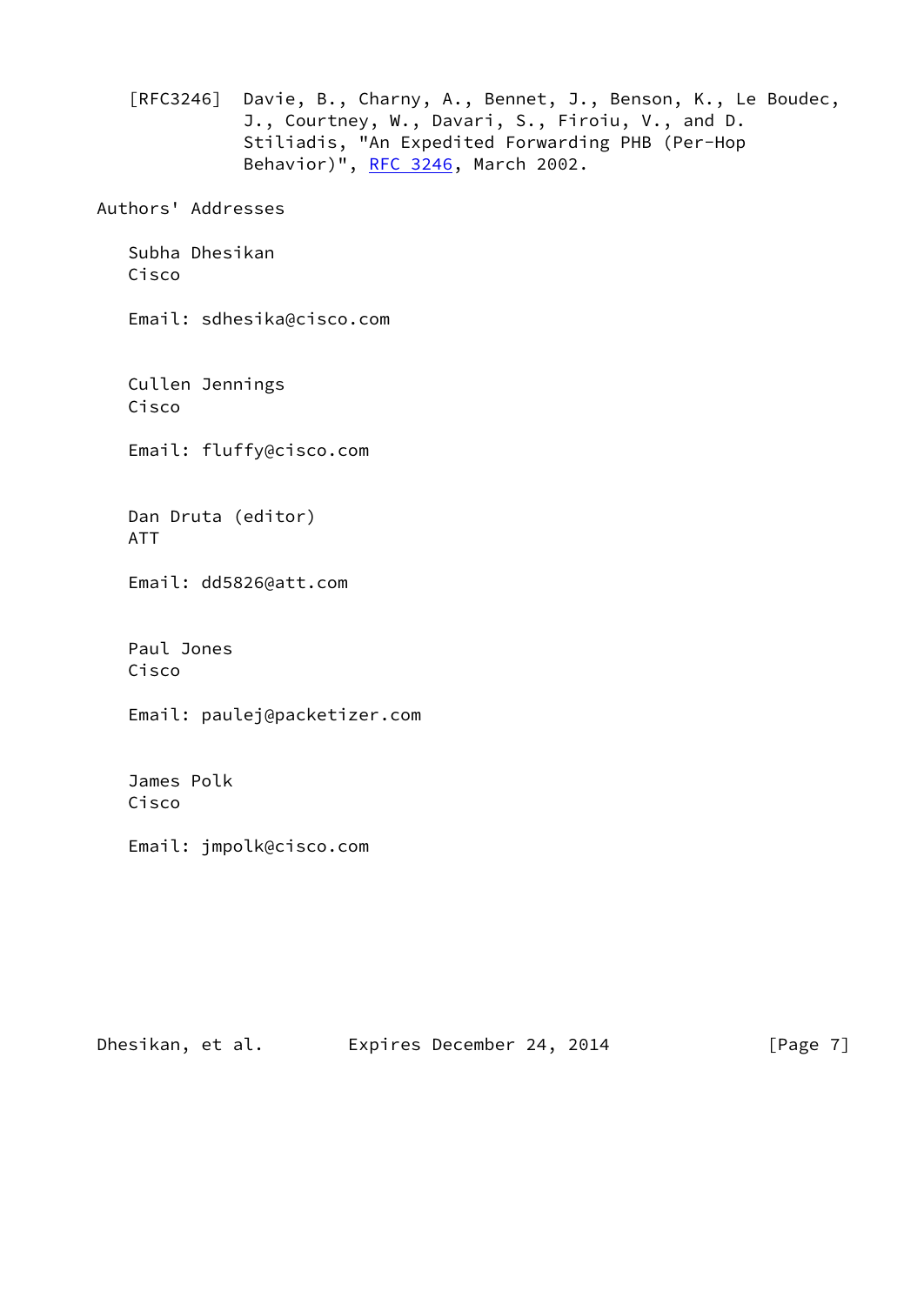[RFC3246] Davie, B., Charny, A., Bennet, J., Benson, K., Le Boudec, J., Courtney, W., Davari, S., Firoiu, V., and D. Stiliadis, "An Expedited Forwarding PHB (Per-Hop Behavior)", RFC 3246, March 2002.

## Authors' Addresses

Subha Dhesikan
Cisco

Email: sdhesika@cisco.com

Cullen Jennings
Cisco

Email: fluffy@cisco.com

Dan Druta (editor)
ATT

Email: dd5826@att.com

Paul Jones
Cisco

Email: paulej@packetizer.com

James Polk
Cisco

Email: jmpolk@cisco.com